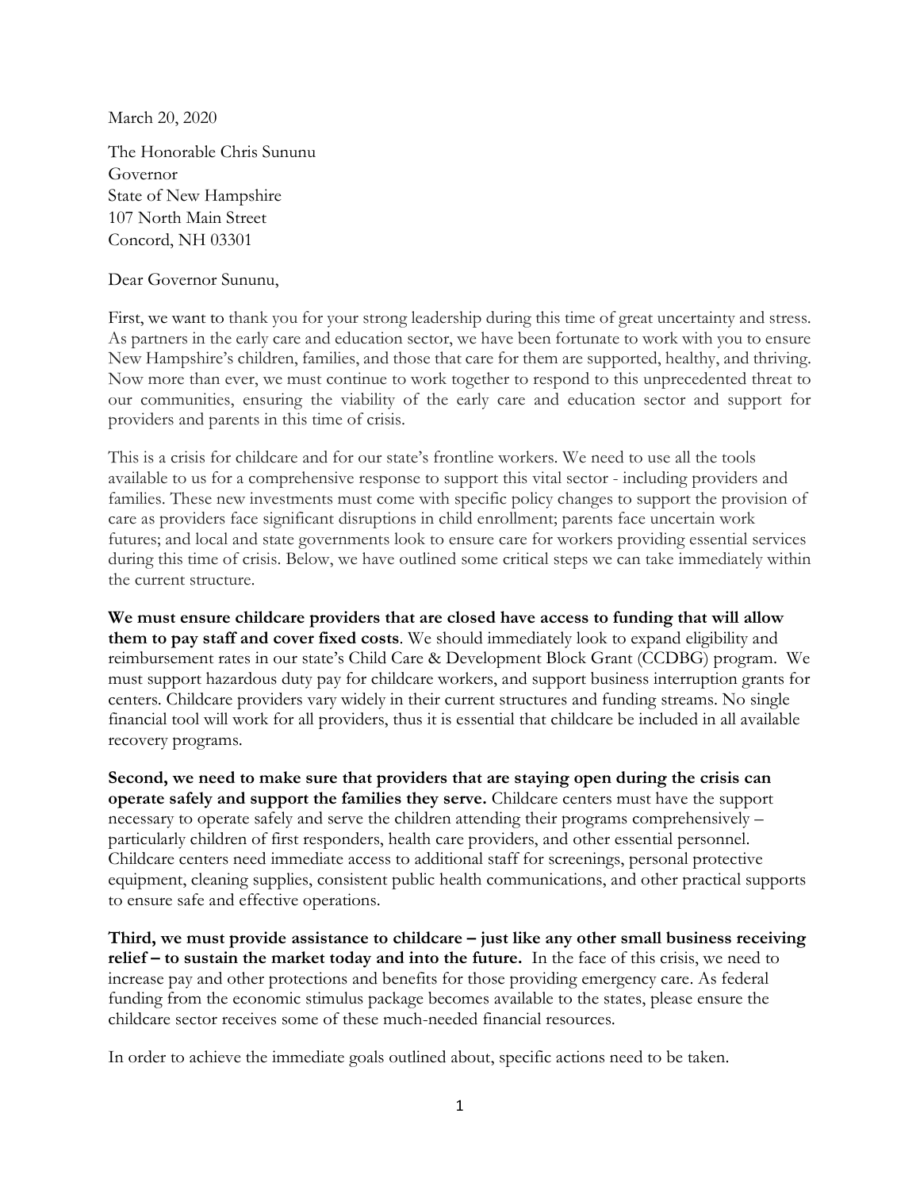March 20, 2020

The Honorable Chris Sununu
Governor
State of New Hampshire
107 North Main Street
Concord, NH 03301

Dear Governor Sununu,

First, we want to thank you for your strong leadership during this time of great uncertainty and stress. As partners in the early care and education sector, we have been fortunate to work with you to ensure New Hampshire's children, families, and those that care for them are supported, healthy, and thriving. Now more than ever, we must continue to work together to respond to this unprecedented threat to our communities, ensuring the viability of the early care and education sector and support for providers and parents in this time of crisis.

This is a crisis for childcare and for our state's frontline workers. We need to use all the tools available to us for a comprehensive response to support this vital sector - including providers and families. These new investments must come with specific policy changes to support the provision of care as providers face significant disruptions in child enrollment; parents face uncertain work futures; and local and state governments look to ensure care for workers providing essential services during this time of crisis. Below, we have outlined some critical steps we can take immediately within the current structure.

**We must ensure childcare providers that are closed have access to funding that will allow them to pay staff and cover fixed costs**. We should immediately look to expand eligibility and reimbursement rates in our state's Child Care & Development Block Grant (CCDBG) program. We must support hazardous duty pay for childcare workers, and support business interruption grants for centers. Childcare providers vary widely in their current structures and funding streams. No single financial tool will work for all providers, thus it is essential that childcare be included in all available recovery programs.

**Second, we need to make sure that providers that are staying open during the crisis can operate safely and support the families they serve.** Childcare centers must have the support necessary to operate safely and serve the children attending their programs comprehensively – particularly children of first responders, health care providers, and other essential personnel. Childcare centers need immediate access to additional staff for screenings, personal protective equipment, cleaning supplies, consistent public health communications, and other practical supports to ensure safe and effective operations.

**Third, we must provide assistance to childcare – just like any other small business receiving relief – to sustain the market today and into the future.** In the face of this crisis, we need to increase pay and other protections and benefits for those providing emergency care. As federal funding from the economic stimulus package becomes available to the states, please ensure the childcare sector receives some of these much-needed financial resources.

In order to achieve the immediate goals outlined about, specific actions need to be taken.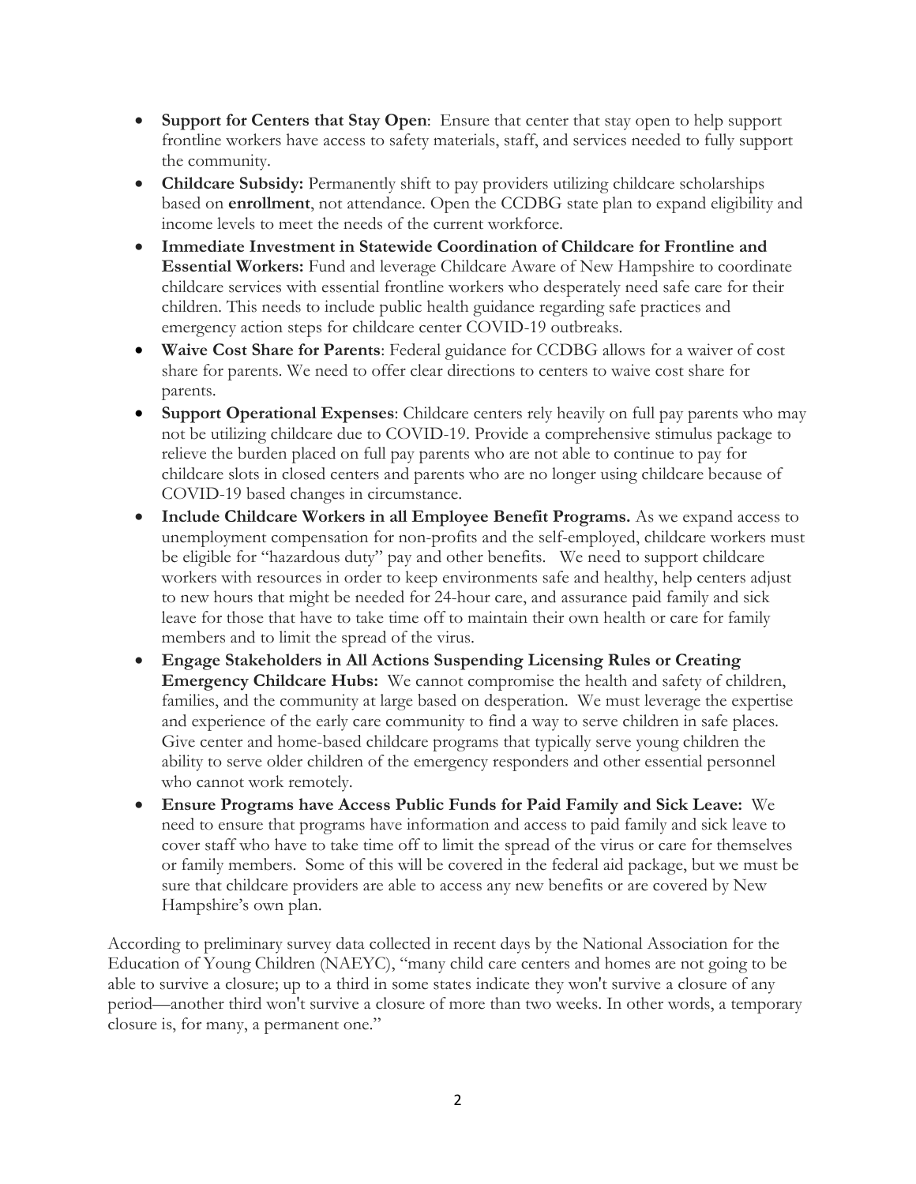- **Support for Centers that Stay Open**: Ensure that center that stay open to help support frontline workers have access to safety materials, staff, and services needed to fully support the community.
- **Childcare Subsidy:** Permanently shift to pay providers utilizing childcare scholarships based on **enrollment**, not attendance. Open the CCDBG state plan to expand eligibility and income levels to meet the needs of the current workforce.
- **Immediate Investment in Statewide Coordination of Childcare for Frontline and Essential Workers:** Fund and leverage Childcare Aware of New Hampshire to coordinate childcare services with essential frontline workers who desperately need safe care for their children. This needs to include public health guidance regarding safe practices and emergency action steps for childcare center COVID-19 outbreaks.
- **Waive Cost Share for Parents**: Federal guidance for CCDBG allows for a waiver of cost share for parents. We need to offer clear directions to centers to waive cost share for parents.
- **Support Operational Expenses**: Childcare centers rely heavily on full pay parents who may not be utilizing childcare due to COVID-19. Provide a comprehensive stimulus package to relieve the burden placed on full pay parents who are not able to continue to pay for childcare slots in closed centers and parents who are no longer using childcare because of COVID-19 based changes in circumstance.
- **Include Childcare Workers in all Employee Benefit Programs.** As we expand access to unemployment compensation for non-profits and the self-employed, childcare workers must be eligible for "hazardous duty" pay and other benefits. We need to support childcare workers with resources in order to keep environments safe and healthy, help centers adjust to new hours that might be needed for 24-hour care, and assurance paid family and sick leave for those that have to take time off to maintain their own health or care for family members and to limit the spread of the virus.
- **Engage Stakeholders in All Actions Suspending Licensing Rules or Creating Emergency Childcare Hubs:** We cannot compromise the health and safety of children, families, and the community at large based on desperation. We must leverage the expertise and experience of the early care community to find a way to serve children in safe places. Give center and home-based childcare programs that typically serve young children the ability to serve older children of the emergency responders and other essential personnel who cannot work remotely.
- **Ensure Programs have Access Public Funds for Paid Family and Sick Leave:** We need to ensure that programs have information and access to paid family and sick leave to cover staff who have to take time off to limit the spread of the virus or care for themselves or family members. Some of this will be covered in the federal aid package, but we must be sure that childcare providers are able to access any new benefits or are covered by New Hampshire's own plan.

According to preliminary survey data collected in recent days by the National Association for the Education of Young Children (NAEYC), "many child care centers and homes are not going to be able to survive a closure; up to a third in some states indicate they won't survive a closure of any period—another third won't survive a closure of more than two weeks. In other words, a temporary closure is, for many, a permanent one."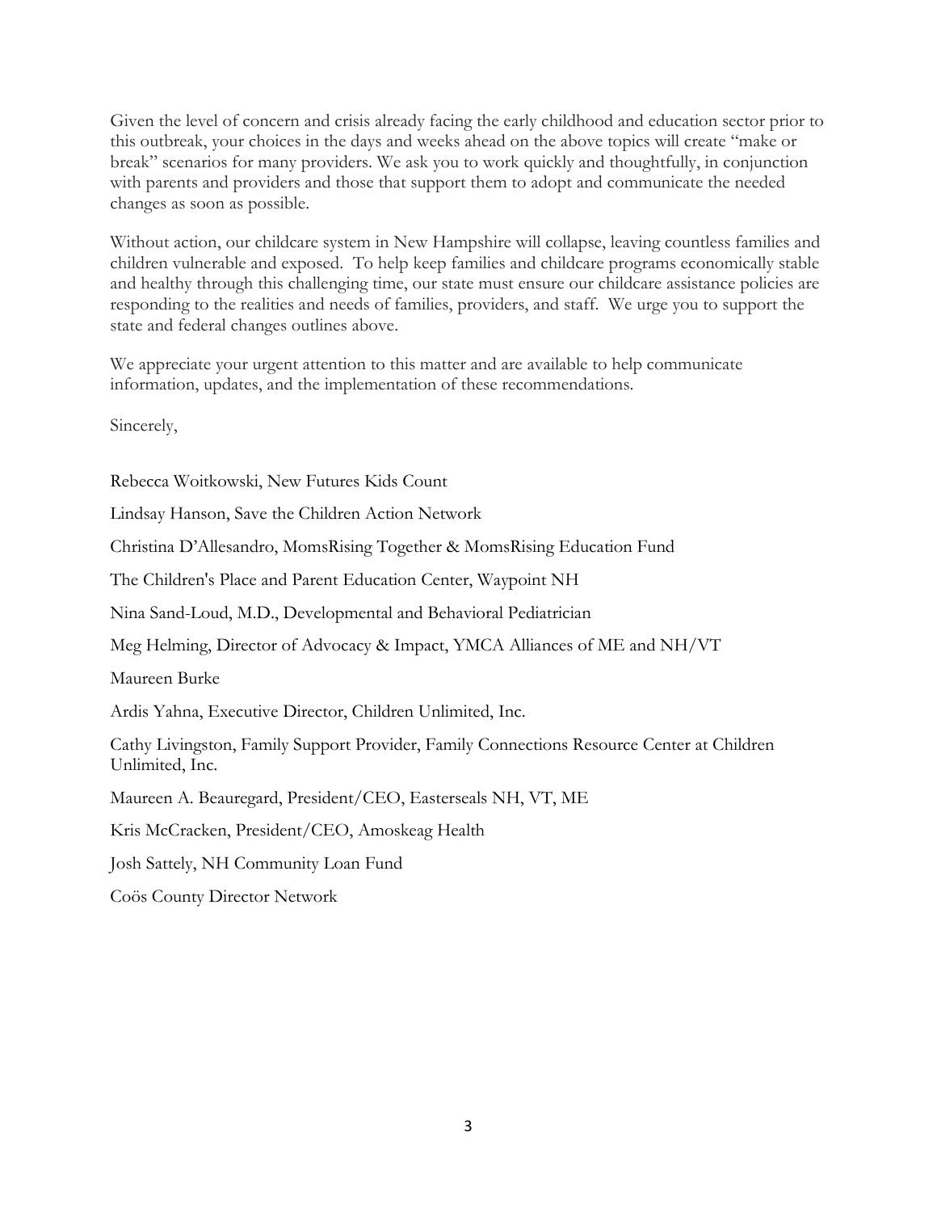Given the level of concern and crisis already facing the early childhood and education sector prior to this outbreak, your choices in the days and weeks ahead on the above topics will create "make or break" scenarios for many providers. We ask you to work quickly and thoughtfully, in conjunction with parents and providers and those that support them to adopt and communicate the needed changes as soon as possible.

Without action, our childcare system in New Hampshire will collapse, leaving countless families and children vulnerable and exposed. To help keep families and childcare programs economically stable and healthy through this challenging time, our state must ensure our childcare assistance policies are responding to the realities and needs of families, providers, and staff. We urge you to support the state and federal changes outlines above.

We appreciate your urgent attention to this matter and are available to help communicate information, updates, and the implementation of these recommendations.

Sincerely,

Rebecca Woitkowski, New Futures Kids Count

Lindsay Hanson, Save the Children Action Network

Christina D'Allesandro, MomsRising Together & MomsRising Education Fund

The Children's Place and Parent Education Center, Waypoint NH

Nina Sand-Loud, M.D., Developmental and Behavioral Pediatrician

Meg Helming, Director of Advocacy & Impact, YMCA Alliances of ME and NH/VT

Maureen Burke

Ardis Yahna, Executive Director, Children Unlimited, Inc.

Cathy Livingston, Family Support Provider, Family Connections Resource Center at Children Unlimited, Inc.

Maureen A. Beauregard, President/CEO, Easterseals NH, VT, ME

Kris McCracken, President/CEO, Amoskeag Health

Josh Sattely, NH Community Loan Fund

Coös County Director Network